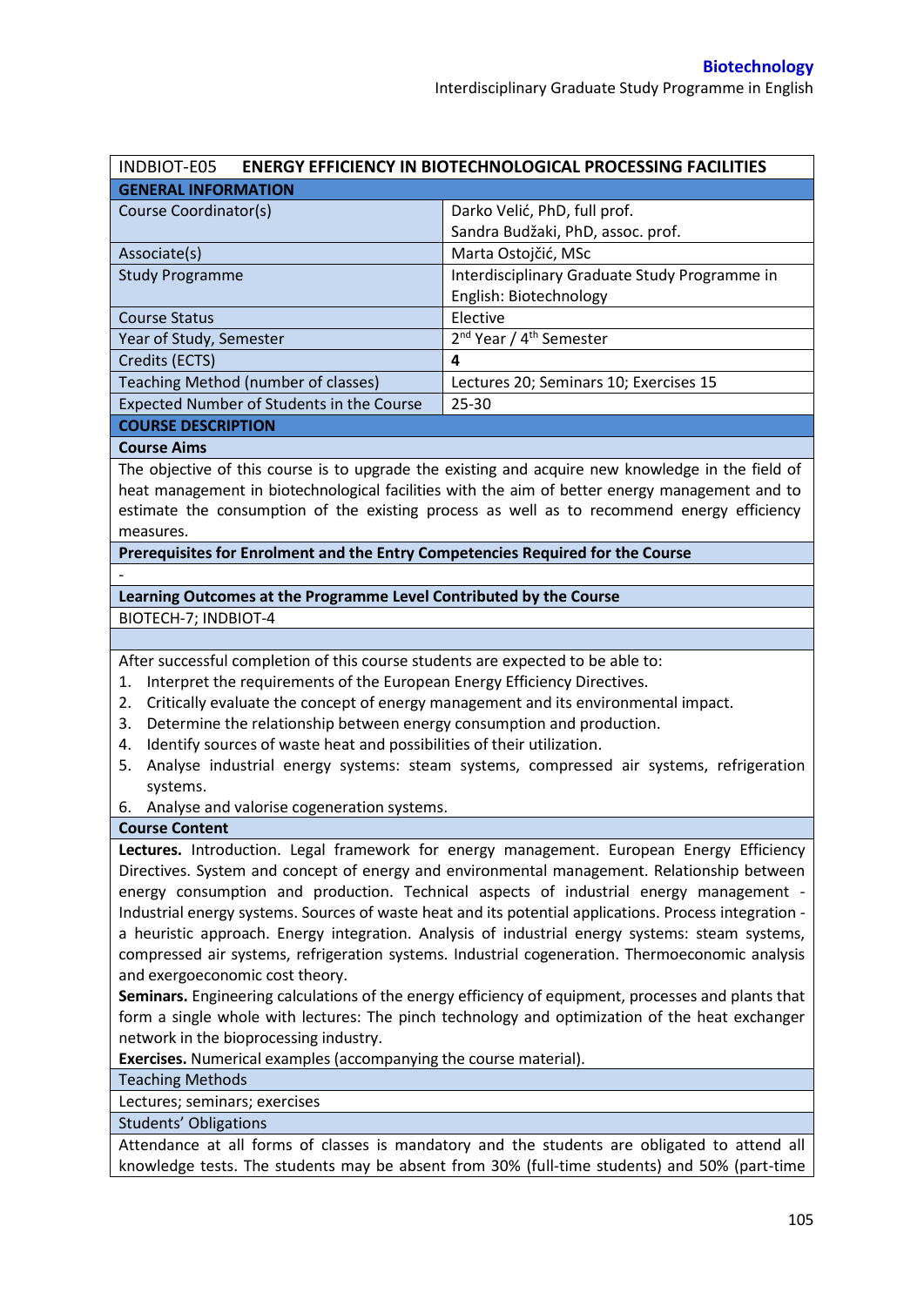| INDBIOT-E05 | **ENERGY EFFICIENCY IN BIOTECHNOLOGICAL PROCESSING FACILITIES** |
|---|---|
| **GENERAL INFORMATION** | |
| Course Coordinator(s) | Darko Velić, PhD, full prof.<br>Sandra Budžaki, PhD, assoc. prof. |
| Associate(s) | Marta Ostojčić, MSc |
| Study Programme | Interdisciplinary Graduate Study Programme in English: Biotechnology |
| Course Status | Elective |
| Year of Study, Semester | 2nd Year / 4th Semester |
| Credits (ECTS) | **4** |
| Teaching Method (number of classes) | Lectures 20; Seminars 10; Exercises 15 |
| Expected Number of Students in the Course | 25-30 |

**COURSE DESCRIPTION**

**Course Aims**

The objective of this course is to upgrade the existing and acquire new knowledge in the field of heat management in biotechnological facilities with the aim of better energy management and to estimate the consumption of the existing process as well as to recommend energy efficiency measures.

**Prerequisites for Enrolment and the Entry Competencies Required for the Course**

-

**Learning Outcomes at the Programme Level Contributed by the Course**

BIOTECH-7; INDBIOT-4

After successful completion of this course students are expected to be able to:

1. Interpret the requirements of the European Energy Efficiency Directives.
2. Critically evaluate the concept of energy management and its environmental impact.
3. Determine the relationship between energy consumption and production.
4. Identify sources of waste heat and possibilities of their utilization.
5. Analyse industrial energy systems: steam systems, compressed air systems, refrigeration systems.
6. Analyse and valorise cogeneration systems.

**Course Content**

**Lectures.** Introduction. Legal framework for energy management. European Energy Efficiency Directives. System and concept of energy and environmental management. Relationship between energy consumption and production. Technical aspects of industrial energy management - Industrial energy systems. Sources of waste heat and its potential applications. Process integration - a heuristic approach. Energy integration. Analysis of industrial energy systems: steam systems, compressed air systems, refrigeration systems. Industrial cogeneration. Thermoeconomic analysis and exergoeconomic cost theory.

**Seminars.** Engineering calculations of the energy efficiency of equipment, processes and plants that form a single whole with lectures: The pinch technology and optimization of the heat exchanger network in the bioprocessing industry.

**Exercises.** Numerical examples (accompanying the course material).

Teaching Methods

Lectures; seminars; exercises

Students' Obligations

Attendance at all forms of classes is mandatory and the students are obligated to attend all knowledge tests. The students may be absent from 30% (full-time students) and 50% (part-time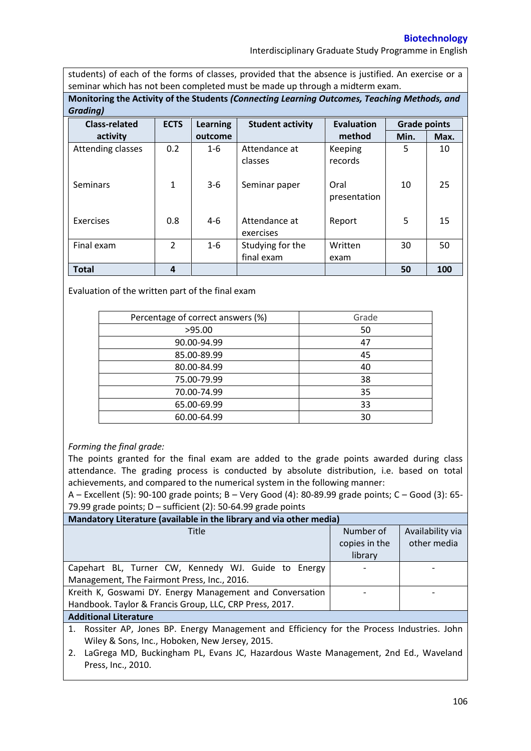students) of each of the forms of classes, provided that the absence is justified. An exercise or a seminar which has not been completed must be made up through a midterm exam.

**Monitoring the Activity of the Students *(Connecting Learning Outcomes, Teaching Methods, and Grading)***

| Class-related activity | ECTS | Learning outcome | Student activity | Evaluation method | Grade points | |
|---|---|---|---|---|---|---|
| | | | | | Min. | Max. |
| Attending classes | 0.2 | 1-6 | Attendance at classes | Keeping records | 5 | 10 |
| Seminars | 1 | 3-6 | Seminar paper | Oral presentation | 10 | 25 |
| Exercises | 0.8 | 4-6 | Attendance at exercises | Report | 5 | 15 |
| Final exam | 2 | 1-6 | Studying for the final exam | Written exam | 30 | 50 |
| **Total** | **4** | | | | **50** | **100** |

Evaluation of the written part of the final exam

| Percentage of correct answers (%) | Grade |
|---|---|
| >95.00 | 50 |
| 90.00-94.99 | 47 |
| 85.00-89.99 | 45 |
| 80.00-84.99 | 40 |
| 75.00-79.99 | 38 |
| 70.00-74.99 | 35 |
| 65.00-69.99 | 33 |
| 60.00-64.99 | 30 |

*Forming the final grade:*

The points granted for the final exam are added to the grade points awarded during class attendance. The grading process is conducted by absolute distribution, i.e. based on total achievements, and compared to the numerical system in the following manner:

A – Excellent (5): 90-100 grade points; B – Very Good (4): 80-89.99 grade points; C – Good (3): 65-79.99 grade points; D – sufficient (2): 50-64.99 grade points

**Mandatory Literature (available in the library and via other media)**

| Title | Number of copies in the library | Availability via other media |
|---|---|---|
| Capehart BL, Turner CW, Kennedy WJ. Guide to Energy Management, The Fairmont Press, Inc., 2016. | - | - |
| Kreith K, Goswami DY. Energy Management and Conversation Handbook. Taylor & Francis Group, LLC, CRP Press, 2017. | - | - |

**Additional Literature**

1. Rossiter AP, Jones BP. Energy Management and Efficiency for the Process Industries. John Wiley & Sons, Inc., Hoboken, New Jersey, 2015.
2. LaGrega MD, Buckingham PL, Evans JC, Hazardous Waste Management, 2nd Ed., Waveland Press, Inc., 2010.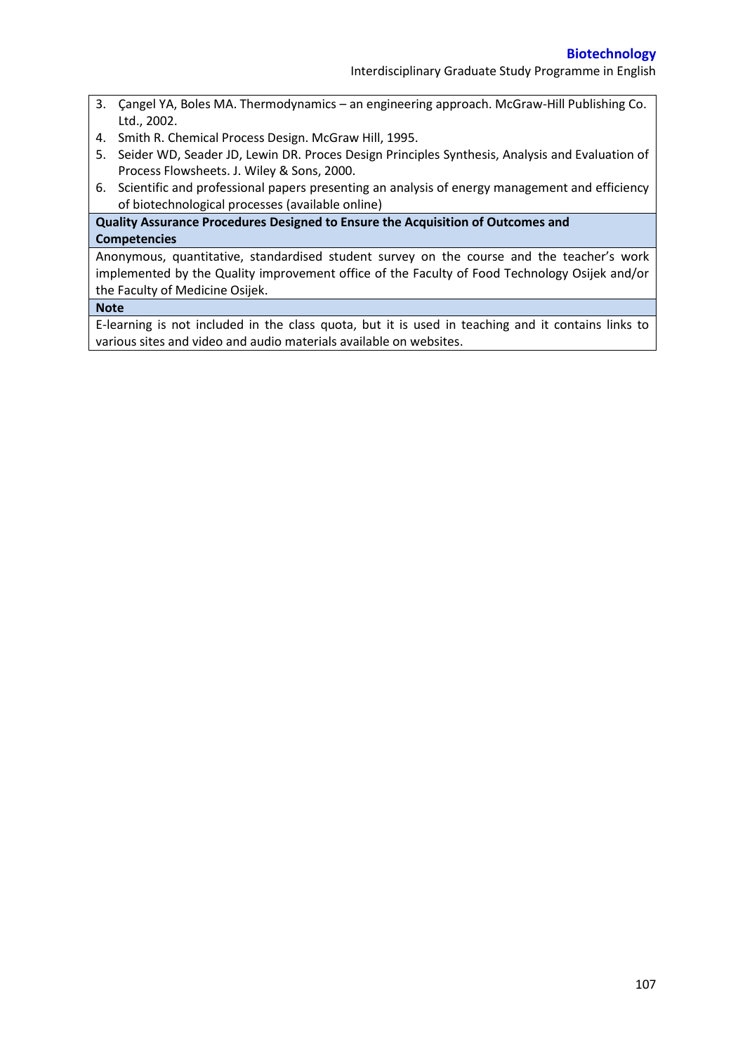3. Çangel YA, Boles MA. Thermodynamics – an engineering approach. McGraw-Hill Publishing Co. Ltd., 2002.
4. Smith R. Chemical Process Design. McGraw Hill, 1995.
5. Seider WD, Seader JD, Lewin DR. Proces Design Principles Synthesis, Analysis and Evaluation of Process Flowsheets. J. Wiley & Sons, 2000.
6. Scientific and professional papers presenting an analysis of energy management and efficiency of biotechnological processes (available online)

**Quality Assurance Procedures Designed to Ensure the Acquisition of Outcomes and Competencies**

Anonymous, quantitative, standardised student survey on the course and the teacher's work implemented by the Quality improvement office of the Faculty of Food Technology Osijek and/or the Faculty of Medicine Osijek.

**Note**

E-learning is not included in the class quota, but it is used in teaching and it contains links to various sites and video and audio materials available on websites.